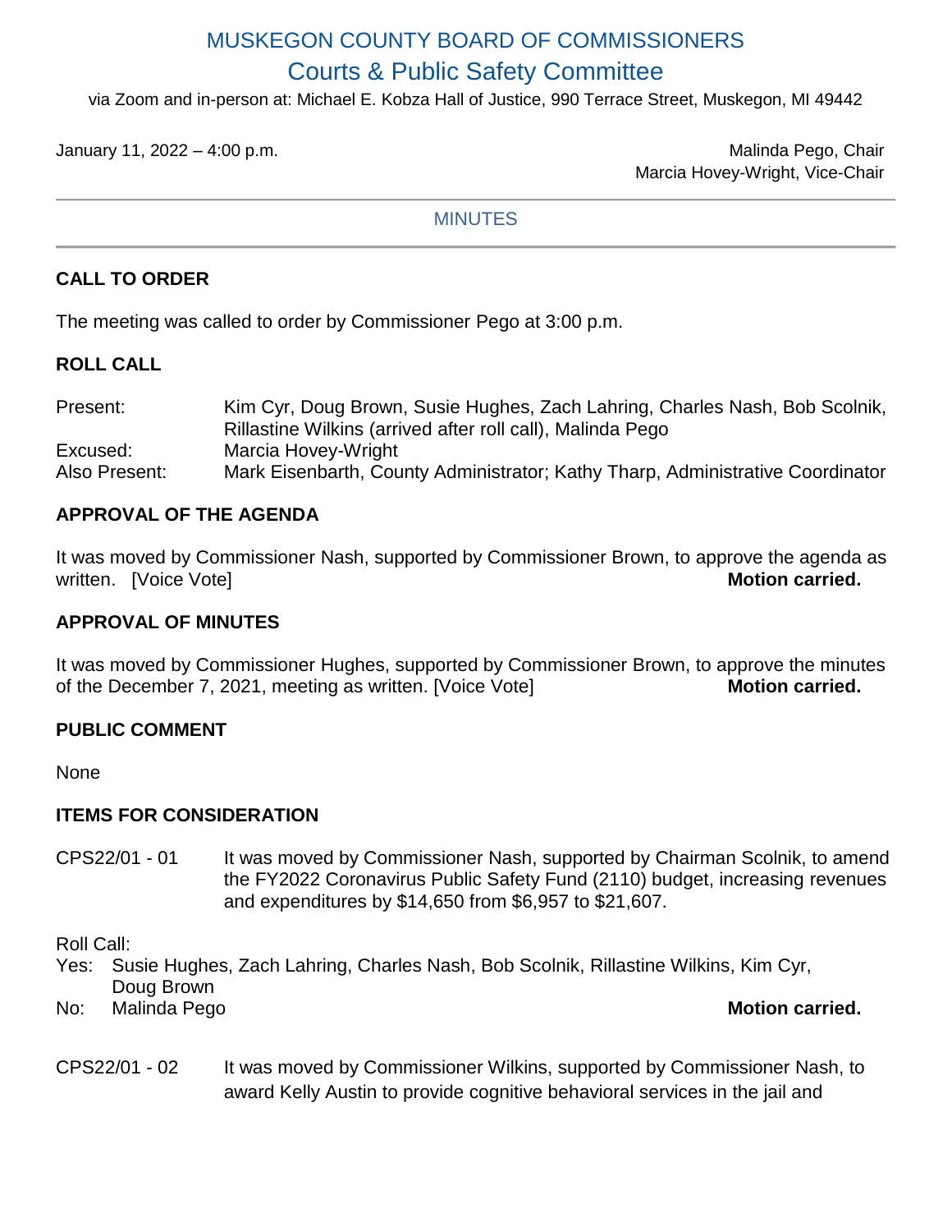# MUSKEGON COUNTY BOARD OF COMMISSIONERS

## Courts & Public Safety Committee

via Zoom and in-person at: Michael E. Kobza Hall of Justice, 990 Terrace Street, Muskegon, MI 49442

January 11, 2022 – 4:00 p.m.

Malinda Pego, Chair
Marcia Hovey-Wright, Vice-Chair

---

MINUTES

---

### CALL TO ORDER

The meeting was called to order by Commissioner Pego at 3:00 p.m.

### ROLL CALL

| | |
|---|---|
| Present: | Kim Cyr, Doug Brown, Susie Hughes, Zach Lahring, Charles Nash, Bob Scolnik, Rillastine Wilkins (arrived after roll call), Malinda Pego |
| Excused: | Marcia Hovey-Wright |
| Also Present: | Mark Eisenbarth, County Administrator; Kathy Tharp, Administrative Coordinator |

### APPROVAL OF THE AGENDA

It was moved by Commissioner Nash, supported by Commissioner Brown, to approve the agenda as written. [Voice Vote] **Motion carried.**

### APPROVAL OF MINUTES

It was moved by Commissioner Hughes, supported by Commissioner Brown, to approve the minutes of the December 7, 2021, meeting as written. [Voice Vote] **Motion carried.**

### PUBLIC COMMENT

None

### ITEMS FOR CONSIDERATION

CPS22/01 - 01 It was moved by Commissioner Nash, supported by Chairman Scolnik, to amend the FY2022 Coronavirus Public Safety Fund (2110) budget, increasing revenues and expenditures by $14,650 from $6,957 to $21,607.

Roll Call:
Yes: Susie Hughes, Zach Lahring, Charles Nash, Bob Scolnik, Rillastine Wilkins, Kim Cyr, Doug Brown
No: Malinda Pego **Motion carried.**

CPS22/01 - 02 It was moved by Commissioner Wilkins, supported by Commissioner Nash, to award Kelly Austin to provide cognitive behavioral services in the jail and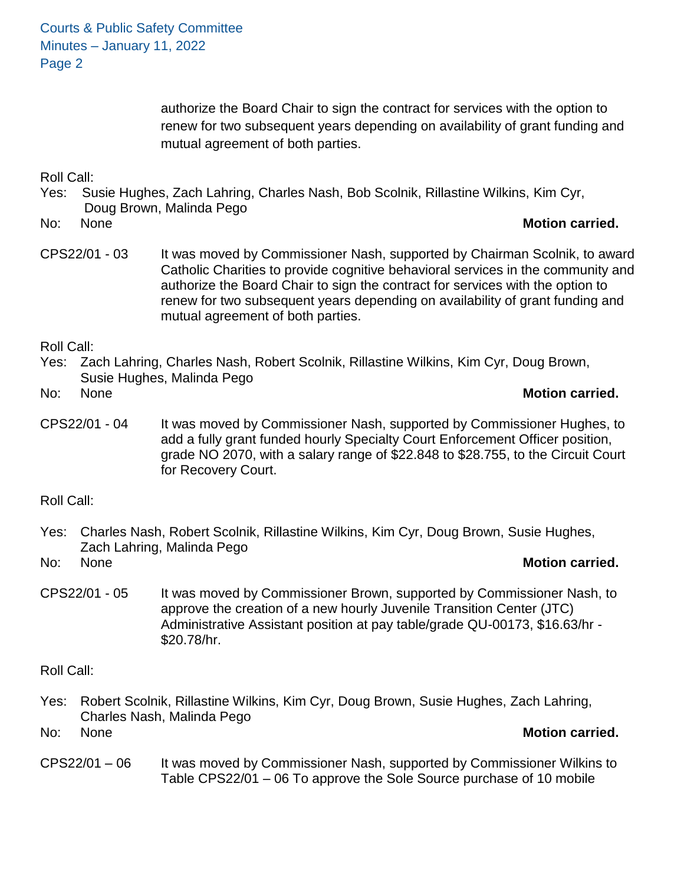authorize the Board Chair to sign the contract for services with the option to renew for two subsequent years depending on availability of grant funding and mutual agreement of both parties.

Roll Call:
Yes: Susie Hughes, Zach Lahring, Charles Nash, Bob Scolnik, Rillastine Wilkins, Kim Cyr, Doug Brown, Malinda Pego
No: None **Motion carried.**

CPS22/01 - 03 It was moved by Commissioner Nash, supported by Chairman Scolnik, to award Catholic Charities to provide cognitive behavioral services in the community and authorize the Board Chair to sign the contract for services with the option to renew for two subsequent years depending on availability of grant funding and mutual agreement of both parties.

Roll Call:
Yes: Zach Lahring, Charles Nash, Robert Scolnik, Rillastine Wilkins, Kim Cyr, Doug Brown, Susie Hughes, Malinda Pego
No: None **Motion carried.**

CPS22/01 - 04 It was moved by Commissioner Nash, supported by Commissioner Hughes, to add a fully grant funded hourly Specialty Court Enforcement Officer position, grade NO 2070, with a salary range of $22.848 to $28.755, to the Circuit Court for Recovery Court.

Roll Call:

Yes: Charles Nash, Robert Scolnik, Rillastine Wilkins, Kim Cyr, Doug Brown, Susie Hughes, Zach Lahring, Malinda Pego
No: None **Motion carried.**

CPS22/01 - 05 It was moved by Commissioner Brown, supported by Commissioner Nash, to approve the creation of a new hourly Juvenile Transition Center (JTC) Administrative Assistant position at pay table/grade QU-00173, $16.63/hr - $20.78/hr.

Roll Call:

Yes: Robert Scolnik, Rillastine Wilkins, Kim Cyr, Doug Brown, Susie Hughes, Zach Lahring, Charles Nash, Malinda Pego
No: None **Motion carried.**

CPS22/01 – 06 It was moved by Commissioner Nash, supported by Commissioner Wilkins to Table CPS22/01 – 06 To approve the Sole Source purchase of 10 mobile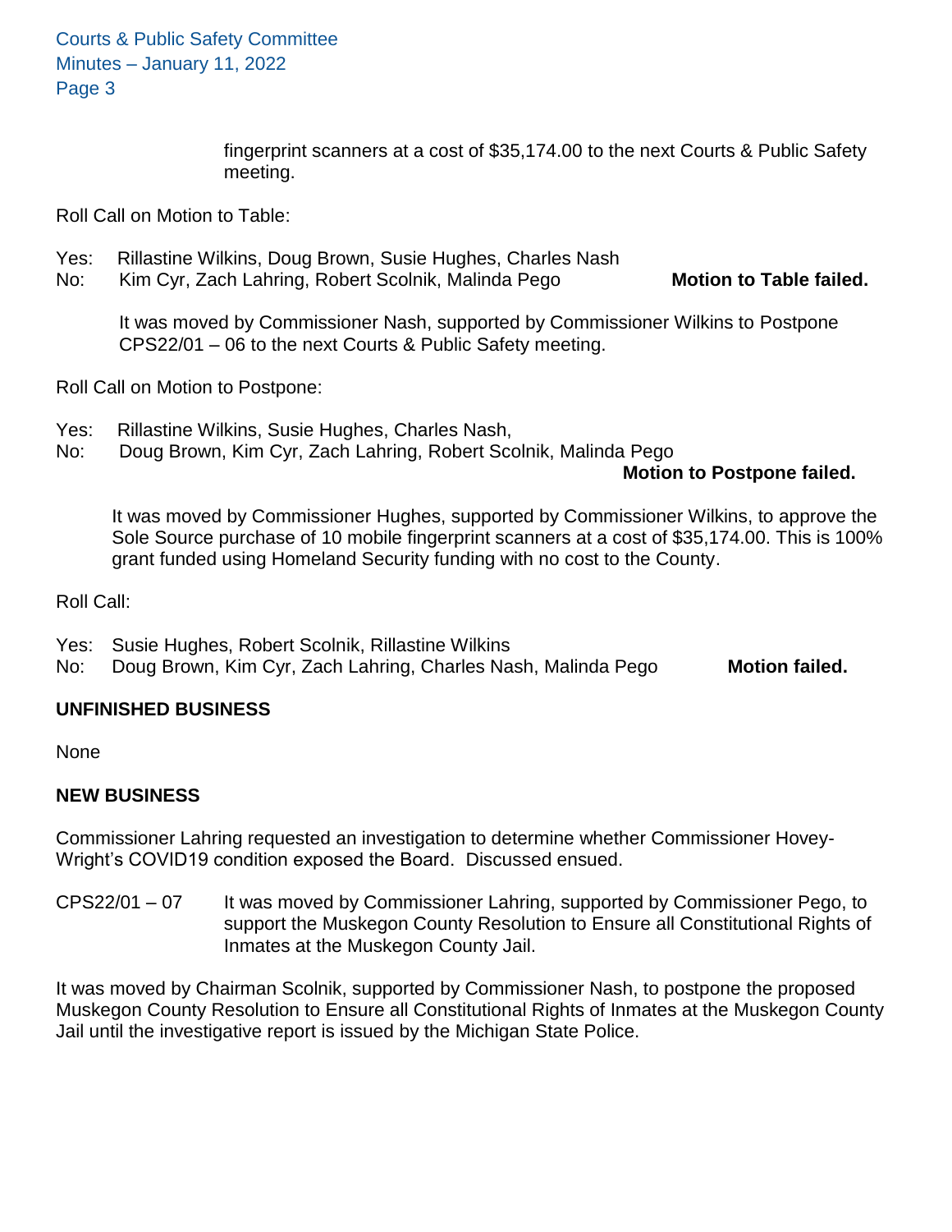fingerprint scanners at a cost of $35,174.00 to the next Courts & Public Safety meeting.

Roll Call on Motion to Table:

Yes: Rillastine Wilkins, Doug Brown, Susie Hughes, Charles Nash
No: Kim Cyr, Zach Lahring, Robert Scolnik, Malinda Pego **Motion to Table failed.**

It was moved by Commissioner Nash, supported by Commissioner Wilkins to Postpone CPS22/01 – 06 to the next Courts & Public Safety meeting.

Roll Call on Motion to Postpone:

Yes: Rillastine Wilkins, Susie Hughes, Charles Nash,
No: Doug Brown, Kim Cyr, Zach Lahring, Robert Scolnik, Malinda Pego
**Motion to Postpone failed.**

It was moved by Commissioner Hughes, supported by Commissioner Wilkins, to approve the Sole Source purchase of 10 mobile fingerprint scanners at a cost of $35,174.00. This is 100% grant funded using Homeland Security funding with no cost to the County.

Roll Call:

Yes: Susie Hughes, Robert Scolnik, Rillastine Wilkins
No: Doug Brown, Kim Cyr, Zach Lahring, Charles Nash, Malinda Pego **Motion failed.**

## UNFINISHED BUSINESS

None

## NEW BUSINESS

Commissioner Lahring requested an investigation to determine whether Commissioner Hovey-Wright's COVID19 condition exposed the Board. Discussed ensued.

CPS22/01 – 07 It was moved by Commissioner Lahring, supported by Commissioner Pego, to support the Muskegon County Resolution to Ensure all Constitutional Rights of Inmates at the Muskegon County Jail.

It was moved by Chairman Scolnik, supported by Commissioner Nash, to postpone the proposed Muskegon County Resolution to Ensure all Constitutional Rights of Inmates at the Muskegon County Jail until the investigative report is issued by the Michigan State Police.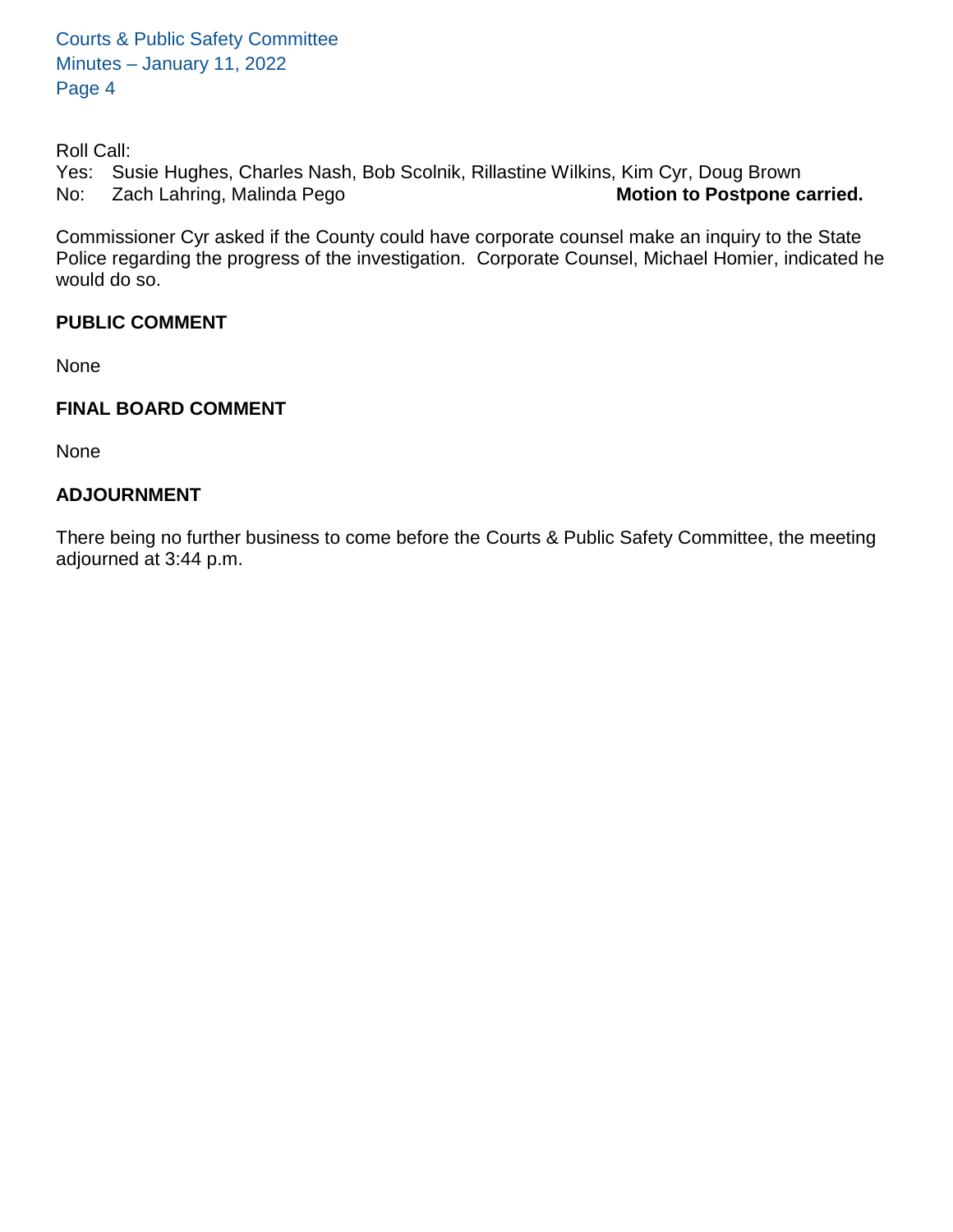Roll Call:
Yes: Susie Hughes, Charles Nash, Bob Scolnik, Rillastine Wilkins, Kim Cyr, Doug Brown
No: Zach Lahring, Malinda Pego **Motion to Postpone carried.**

Commissioner Cyr asked if the County could have corporate counsel make an inquiry to the State Police regarding the progress of the investigation. Corporate Counsel, Michael Homier, indicated he would do so.

**PUBLIC COMMENT**

None

**FINAL BOARD COMMENT**

None

**ADJOURNMENT**

There being no further business to come before the Courts & Public Safety Committee, the meeting adjourned at 3:44 p.m.